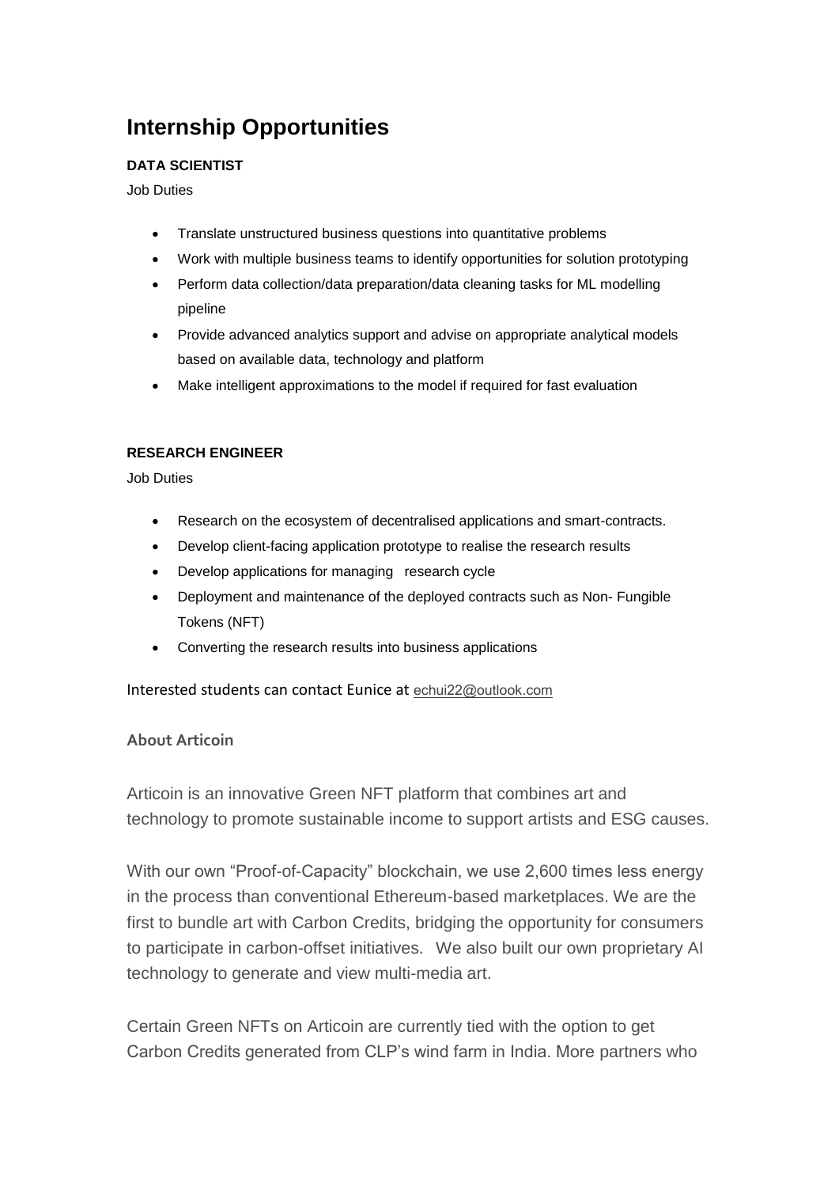# Internship Opportunities

**DATA SCIENTIST**

Job Duties

- Translate unstructured business questions into quantitative problems
- Work with multiple business teams to identify opportunities for solution prototyping
- Perform data collection/data preparation/data cleaning tasks for ML modelling pipeline
- Provide advanced analytics support and advise on appropriate analytical models based on available data, technology and platform
- Make intelligent approximations to the model if required for fast evaluation

**RESEARCH ENGINEER**

Job Duties

- Research on the ecosystem of decentralised applications and smart-contracts.
- Develop client-facing application prototype to realise the research results
- Develop applications for managing research cycle
- Deployment and maintenance of the deployed contracts such as Non- Fungible Tokens (NFT)
- Converting the research results into business applications

Interested students can contact Eunice at echui22@outlook.com

**About Articoin**

Articoin is an innovative Green NFT platform that combines art and technology to promote sustainable income to support artists and ESG causes.

With our own "Proof-of-Capacity" blockchain, we use 2,600 times less energy in the process than conventional Ethereum-based marketplaces. We are the first to bundle art with Carbon Credits, bridging the opportunity for consumers to participate in carbon-offset initiatives. We also built our own proprietary AI technology to generate and view multi-media art.

Certain Green NFTs on Articoin are currently tied with the option to get Carbon Credits generated from CLP's wind farm in India. More partners who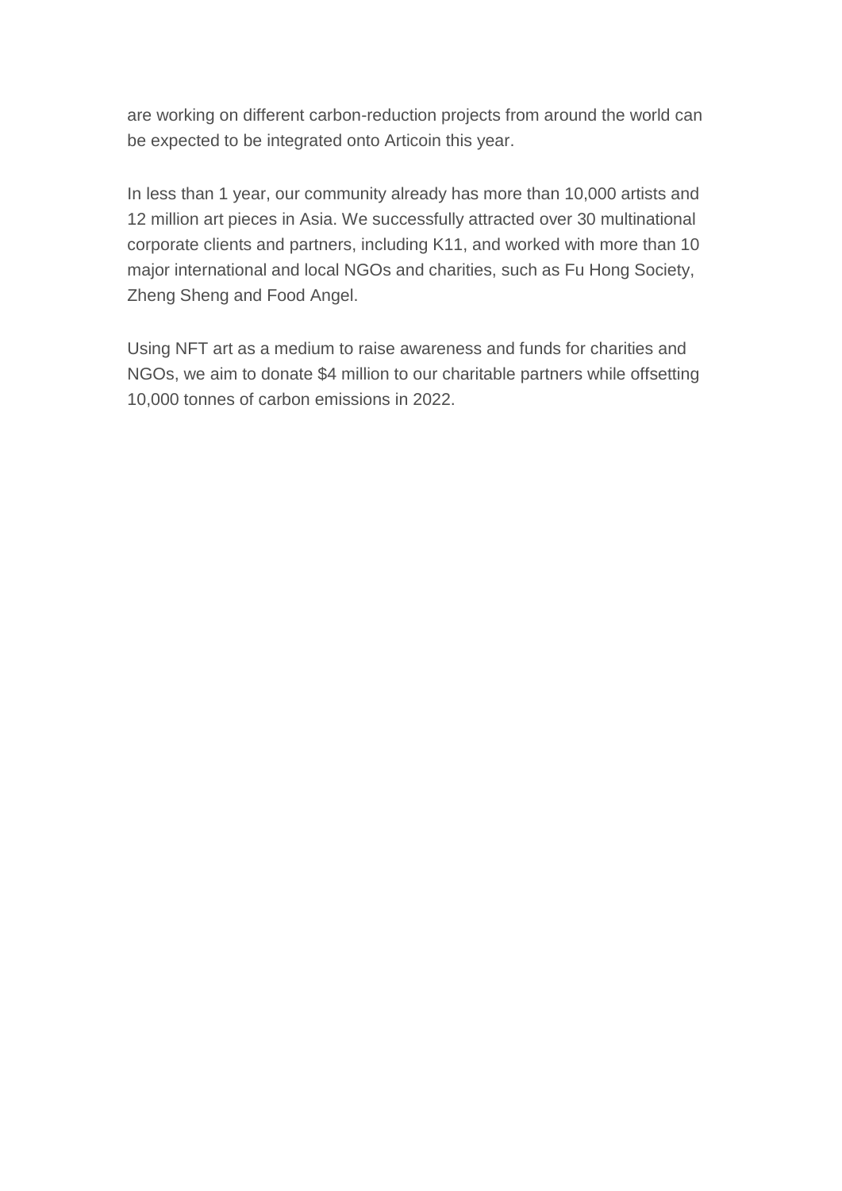are working on different carbon-reduction projects from around the world can be expected to be integrated onto Articoin this year.

In less than 1 year, our community already has more than 10,000 artists and 12 million art pieces in Asia. We successfully attracted over 30 multinational corporate clients and partners, including K11, and worked with more than 10 major international and local NGOs and charities, such as Fu Hong Society, Zheng Sheng and Food Angel.

Using NFT art as a medium to raise awareness and funds for charities and NGOs, we aim to donate $4 million to our charitable partners while offsetting 10,000 tonnes of carbon emissions in 2022.